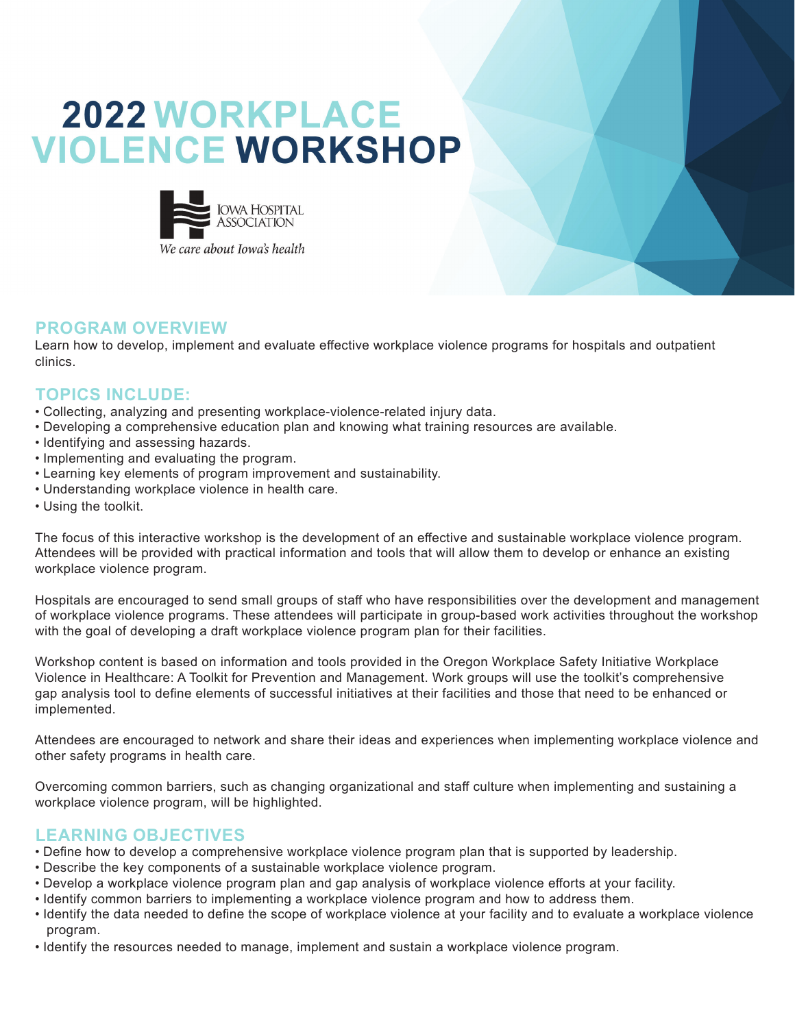# 2022 WORKPLACE VIOLENCE WORKSHOP

IOWA HOSPITAL ASSOCIATION

*We care about Iowa's health*

## PROGRAM OVERVIEW

Learn how to develop, implement and evaluate effective workplace violence programs for hospitals and outpatient clinics.

## TOPICS INCLUDE:

- Collecting, analyzing and presenting workplace-violence-related injury data.
- Developing a comprehensive education plan and knowing what training resources are available.
- Identifying and assessing hazards.
- Implementing and evaluating the program.
- Learning key elements of program improvement and sustainability.
- Understanding workplace violence in health care.
- Using the toolkit.

The focus of this interactive workshop is the development of an effective and sustainable workplace violence program. Attendees will be provided with practical information and tools that will allow them to develop or enhance an existing workplace violence program.

Hospitals are encouraged to send small groups of staff who have responsibilities over the development and management of workplace violence programs. These attendees will participate in group-based work activities throughout the workshop with the goal of developing a draft workplace violence program plan for their facilities.

Workshop content is based on information and tools provided in the Oregon Workplace Safety Initiative Workplace Violence in Healthcare: A Toolkit for Prevention and Management. Work groups will use the toolkit's comprehensive gap analysis tool to define elements of successful initiatives at their facilities and those that need to be enhanced or implemented.

Attendees are encouraged to network and share their ideas and experiences when implementing workplace violence and other safety programs in health care.

Overcoming common barriers, such as changing organizational and staff culture when implementing and sustaining a workplace violence program, will be highlighted.

## LEARNING OBJECTIVES

- Define how to develop a comprehensive workplace violence program plan that is supported by leadership.
- Describe the key components of a sustainable workplace violence program.
- Develop a workplace violence program plan and gap analysis of workplace violence efforts at your facility.
- Identify common barriers to implementing a workplace violence program and how to address them.
- Identify the data needed to define the scope of workplace violence at your facility and to evaluate a workplace violence program.
- Identify the resources needed to manage, implement and sustain a workplace violence program.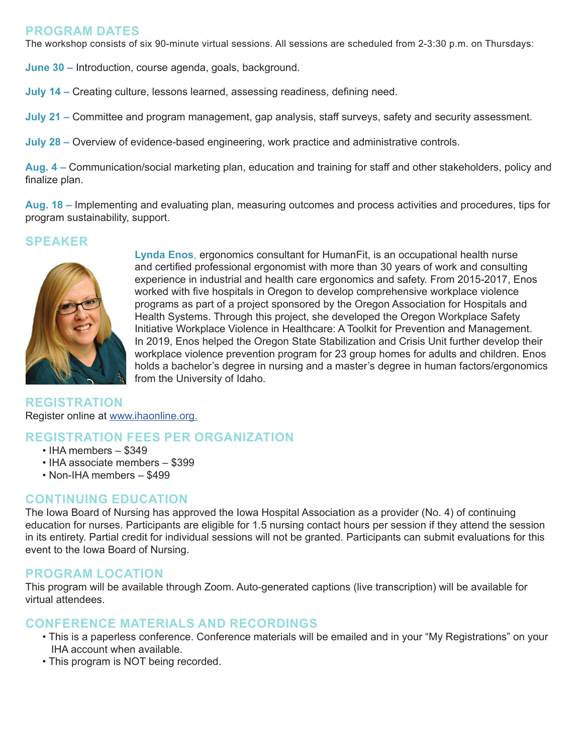## PROGRAM DATES

The workshop consists of six 90-minute virtual sessions. All sessions are scheduled from 2-3:30 p.m. on Thursdays:

**June 30 –** Introduction, course agenda, goals, background.

**July 14 –** Creating culture, lessons learned, assessing readiness, defining need.

**July 21 –** Committee and program management, gap analysis, staff surveys, safety and security assessment.

**July 28 –** Overview of evidence-based engineering, work practice and administrative controls.

**Aug. 4 –** Communication/social marketing plan, education and training for staff and other stakeholders, policy and finalize plan.

**Aug. 18 –** Implementing and evaluating plan, measuring outcomes and process activities and procedures, tips for program sustainability, support.

## SPEAKER

**Lynda Enos**, ergonomics consultant for HumanFit, is an occupational health nurse and certified professional ergonomist with more than 30 years of work and consulting experience in industrial and health care ergonomics and safety. From 2015-2017, Enos worked with five hospitals in Oregon to develop comprehensive workplace violence programs as part of a project sponsored by the Oregon Association for Hospitals and Health Systems. Through this project, she developed the Oregon Workplace Safety Initiative Workplace Violence in Healthcare: A Toolkit for Prevention and Management. In 2019, Enos helped the Oregon State Stabilization and Crisis Unit further develop their workplace violence prevention program for 23 group homes for adults and children. Enos holds a bachelor's degree in nursing and a master's degree in human factors/ergonomics from the University of Idaho.

## REGISTRATION

Register online at www.ihaonline.org.

## REGISTRATION FEES PER ORGANIZATION

- IHA members – $349
- IHA associate members – $399
- Non-IHA members – $499

## CONTINUING EDUCATION

The Iowa Board of Nursing has approved the Iowa Hospital Association as a provider (No. 4) of continuing education for nurses. Participants are eligible for 1.5 nursing contact hours per session if they attend the session in its entirety. Partial credit for individual sessions will not be granted. Participants can submit evaluations for this event to the Iowa Board of Nursing.

## PROGRAM LOCATION

This program will be available through Zoom. Auto-generated captions (live transcription) will be available for virtual attendees.

## CONFERENCE MATERIALS AND RECORDINGS

- This is a paperless conference. Conference materials will be emailed and in your "My Registrations" on your IHA account when available.
- This program is NOT being recorded.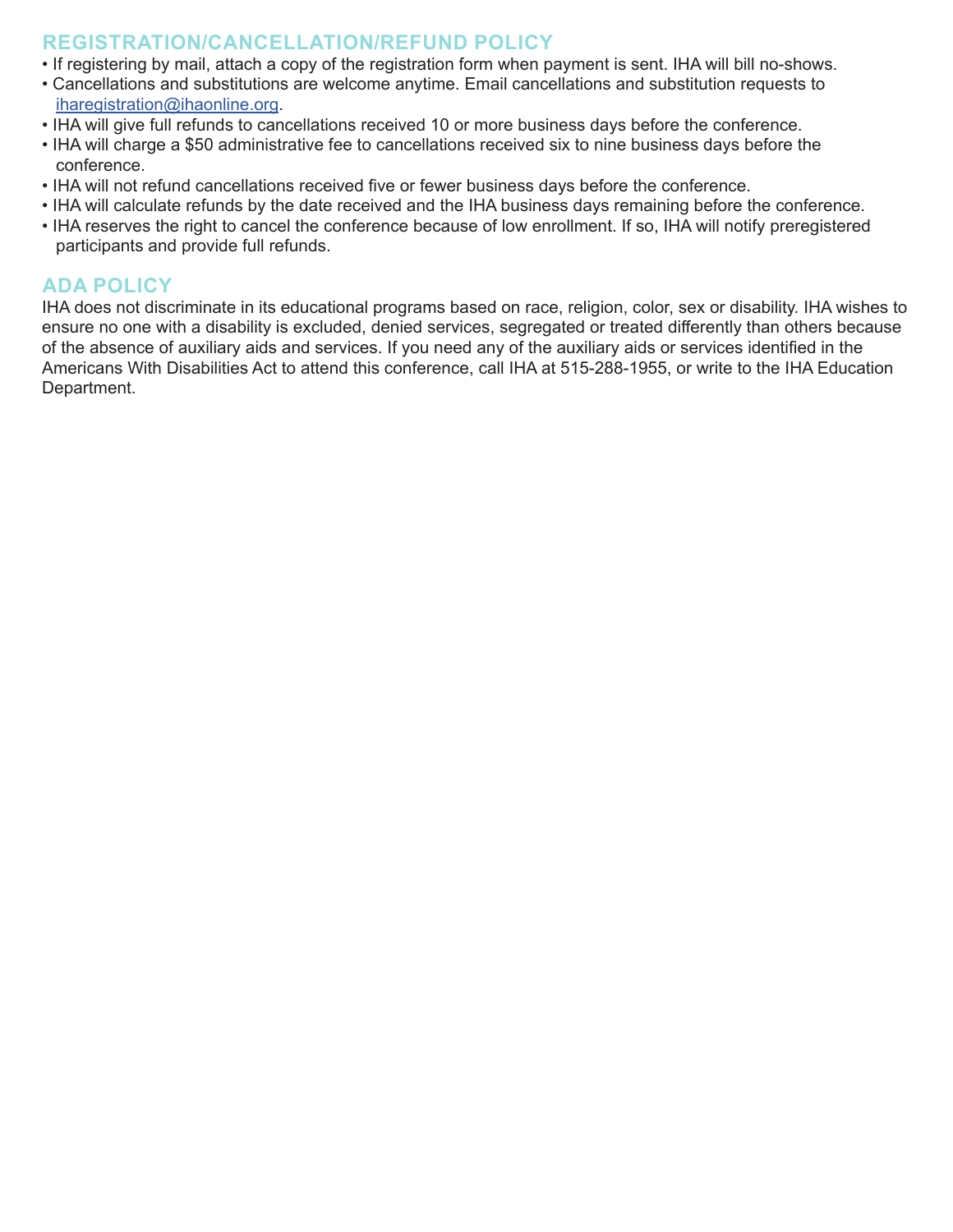## REGISTRATION/CANCELLATION/REFUND POLICY

- If registering by mail, attach a copy of the registration form when payment is sent. IHA will bill no-shows.
- Cancellations and substitutions are welcome anytime. Email cancellations and substitution requests to iharegistration@ihaonline.org.
- IHA will give full refunds to cancellations received 10 or more business days before the conference.
- IHA will charge a $50 administrative fee to cancellations received six to nine business days before the conference.
- IHA will not refund cancellations received five or fewer business days before the conference.
- IHA will calculate refunds by the date received and the IHA business days remaining before the conference.
- IHA reserves the right to cancel the conference because of low enrollment. If so, IHA will notify preregistered participants and provide full refunds.

## ADA POLICY

IHA does not discriminate in its educational programs based on race, religion, color, sex or disability. IHA wishes to ensure no one with a disability is excluded, denied services, segregated or treated differently than others because of the absence of auxiliary aids and services. If you need any of the auxiliary aids or services identified in the Americans With Disabilities Act to attend this conference, call IHA at 515-288-1955, or write to the IHA Education Department.